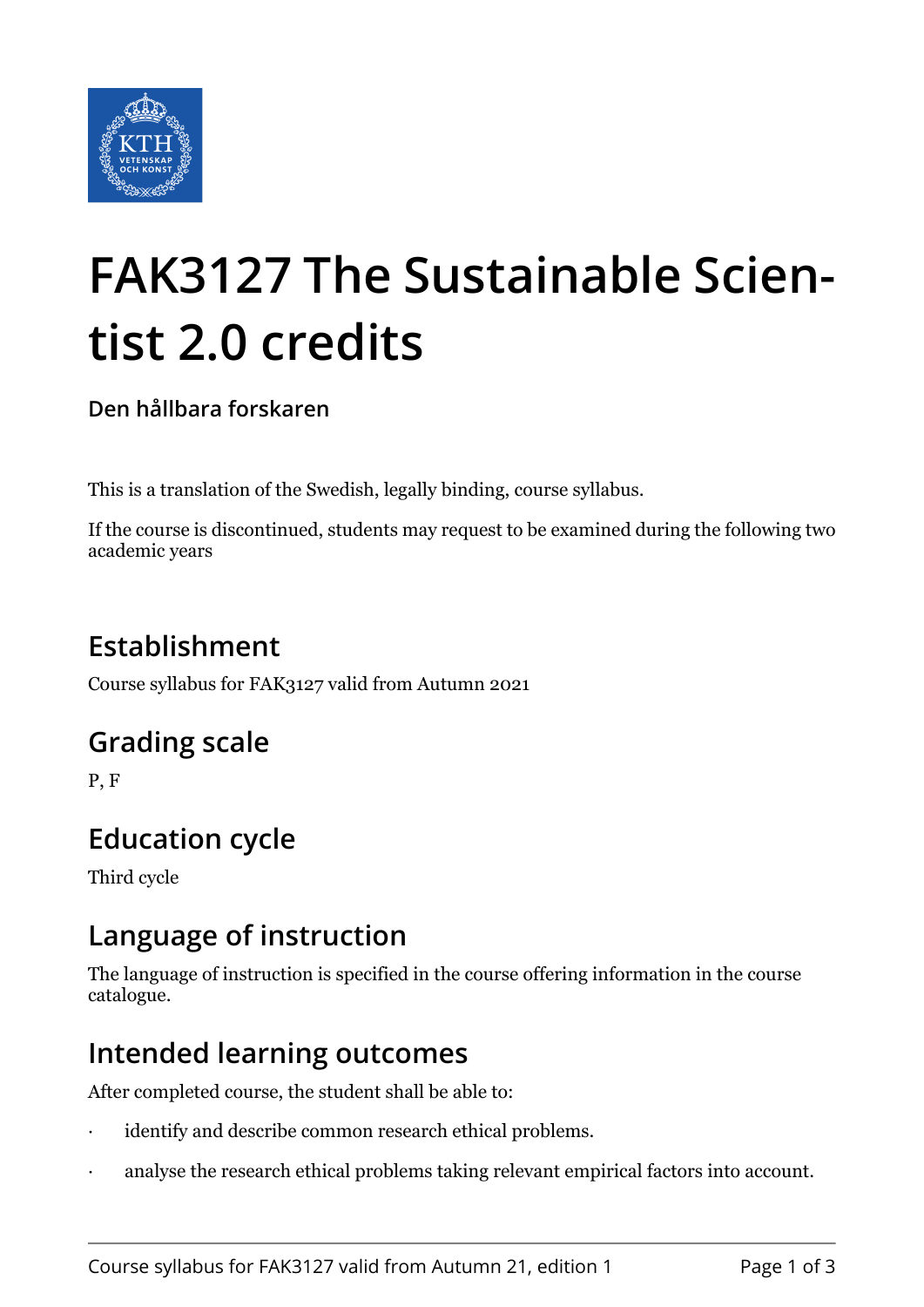# FAK3127 The Sustainable Scientist 2.0 credits

**Den hållbara forskaren**

This is a translation of the Swedish, legally binding, course syllabus.

If the course is discontinued, students may request to be examined during the following two academic years

## Establishment

Course syllabus for FAK3127 valid from Autumn 2021

## Grading scale

P, F

## Education cycle

Third cycle

## Language of instruction

The language of instruction is specified in the course offering information in the course catalogue.

## Intended learning outcomes

After completed course, the student shall be able to:

- identify and describe common research ethical problems.
- analyse the research ethical problems taking relevant empirical factors into account.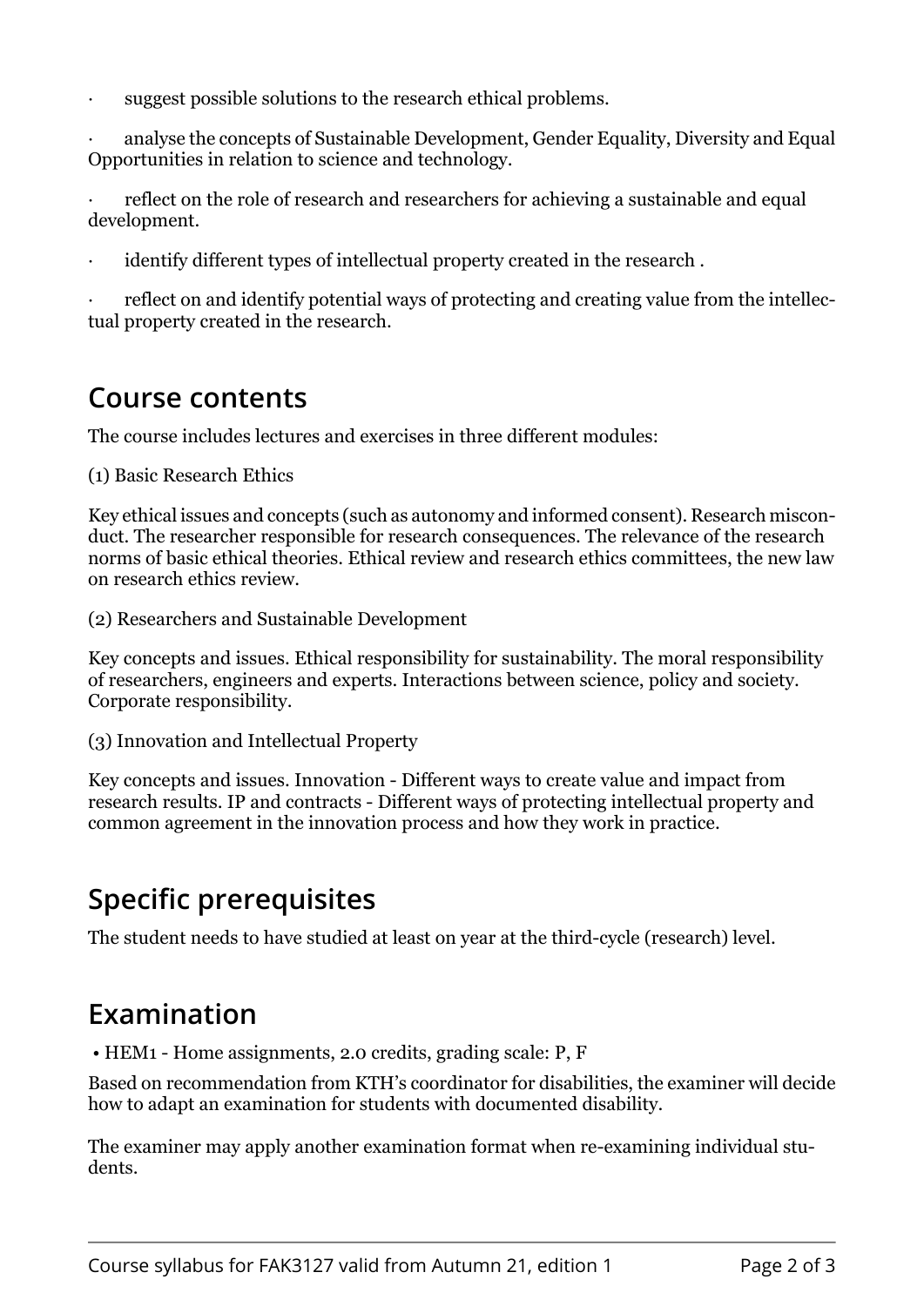- suggest possible solutions to the research ethical problems.
- analyse the concepts of Sustainable Development, Gender Equality, Diversity and Equal Opportunities in relation to science and technology.
- reflect on the role of research and researchers for achieving a sustainable and equal development.
- identify different types of intellectual property created in the research .
- reflect on and identify potential ways of protecting and creating value from the intellectual property created in the research.

## Course contents

The course includes lectures and exercises in three different modules:

(1) Basic Research Ethics

Key ethical issues and concepts (such as autonomy and informed consent). Research misconduct. The researcher responsible for research consequences. The relevance of the research norms of basic ethical theories. Ethical review and research ethics committees, the new law on research ethics review.

(2) Researchers and Sustainable Development

Key concepts and issues. Ethical responsibility for sustainability. The moral responsibility of researchers, engineers and experts. Interactions between science, policy and society. Corporate responsibility.

(3) Innovation and Intellectual Property

Key concepts and issues. Innovation - Different ways to create value and impact from research results. IP and contracts - Different ways of protecting intellectual property and common agreement in the innovation process and how they work in practice.

## Specific prerequisites

The student needs to have studied at least on year at the third-cycle (research) level.

## Examination

- HEM1 - Home assignments, 2.0 credits, grading scale: P, F

Based on recommendation from KTH's coordinator for disabilities, the examiner will decide how to adapt an examination for students with documented disability.

The examiner may apply another examination format when re-examining individual students.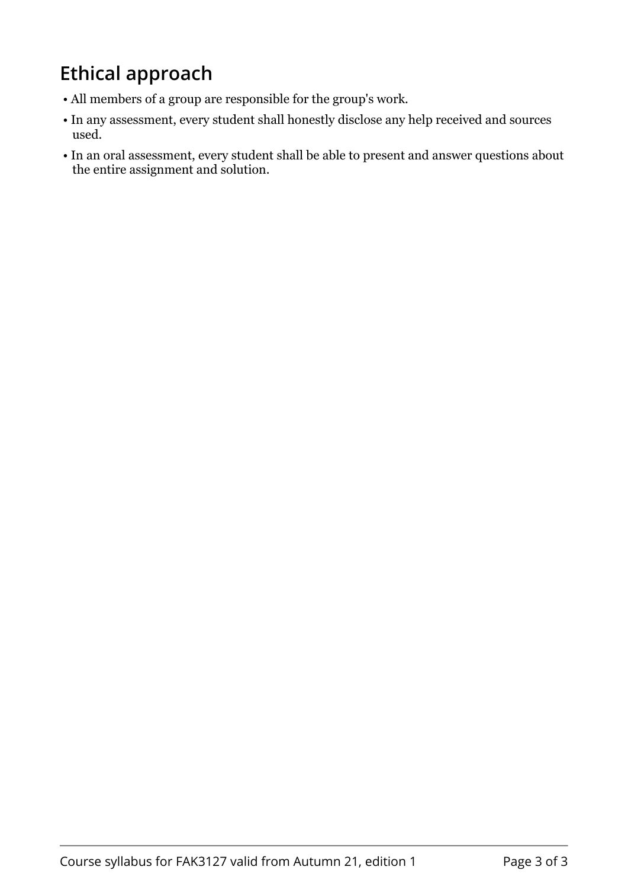## Ethical approach

- All members of a group are responsible for the group's work.
- In any assessment, every student shall honestly disclose any help received and sources used.
- In an oral assessment, every student shall be able to present and answer questions about the entire assignment and solution.